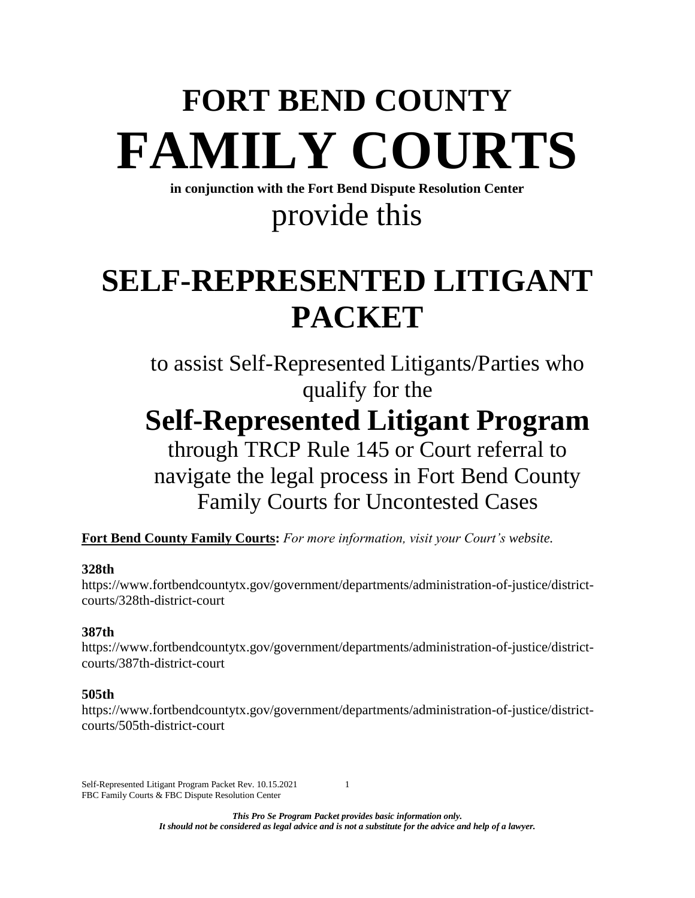# FORT BEND COUNTY

# FAMILY COURTS

**in conjunction with the Fort Bend Dispute Resolution Center**

provide this

# SELF-REPRESENTED LITIGANT PACKET

to assist Self-Represented Litigants/Parties who qualify for the

## Self-Represented Litigant Program

through TRCP Rule 145 or Court referral to navigate the legal process in Fort Bend County Family Courts for Uncontested Cases

**Fort Bend County Family Courts:** *For more information, visit your Court's website.*

**328th**
https://www.fortbendcountytx.gov/government/departments/administration-of-justice/district-courts/328th-district-court

**387th**
https://www.fortbendcountytx.gov/government/departments/administration-of-justice/district-courts/387th-district-court

**505th**
https://www.fortbendcountytx.gov/government/departments/administration-of-justice/district-courts/505th-district-court

***This Pro Se Program Packet provides basic information only.***
***It should not be considered as legal advice and is not a substitute for the advice and help of a lawyer.***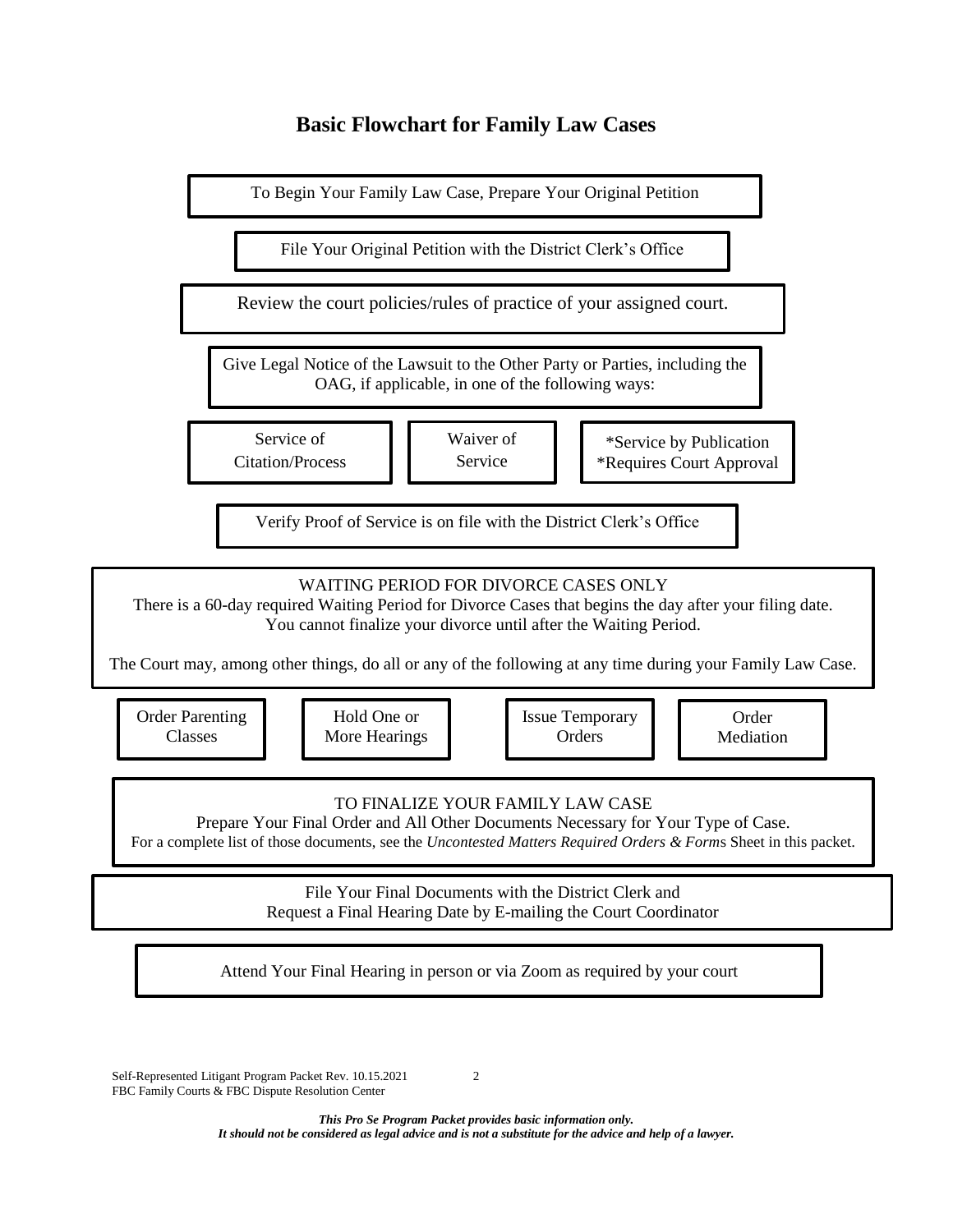# Basic Flowchart for Family Law Cases

To Begin Your Family Law Case, Prepare Your Original Petition

File Your Original Petition with the District Clerk's Office

Review the court policies/rules of practice of your assigned court.

Give Legal Notice of the Lawsuit to the Other Party or Parties, including the OAG, if applicable, in one of the following ways:

- Service of Citation/Process
- Waiver of Service
- *Service by Publication *Requires Court Approval

Verify Proof of Service is on file with the District Clerk's Office

WAITING PERIOD FOR DIVORCE CASES ONLY
There is a 60-day required Waiting Period for Divorce Cases that begins the day after your filing date. You cannot finalize your divorce until after the Waiting Period.

The Court may, among other things, do all or any of the following at any time during your Family Law Case.

- Order Parenting Classes
- Hold One or More Hearings
- Issue Temporary Orders
- Order Mediation

TO FINALIZE YOUR FAMILY LAW CASE
Prepare Your Final Order and All Other Documents Necessary for Your Type of Case.
For a complete list of those documents, see the *Uncontested Matters Required Orders & Forms* Sheet in this packet.

File Your Final Documents with the District Clerk and Request a Final Hearing Date by E-mailing the Court Coordinator

Attend Your Final Hearing in person or via Zoom as required by your court

Self-Represented Litigant Program Packet Rev. 10.15.2021
FBC Family Courts & FBC Dispute Resolution Center

***This Pro Se Program Packet provides basic information only.***
***It should not be considered as legal advice and is not a substitute for the advice and help of a lawyer.***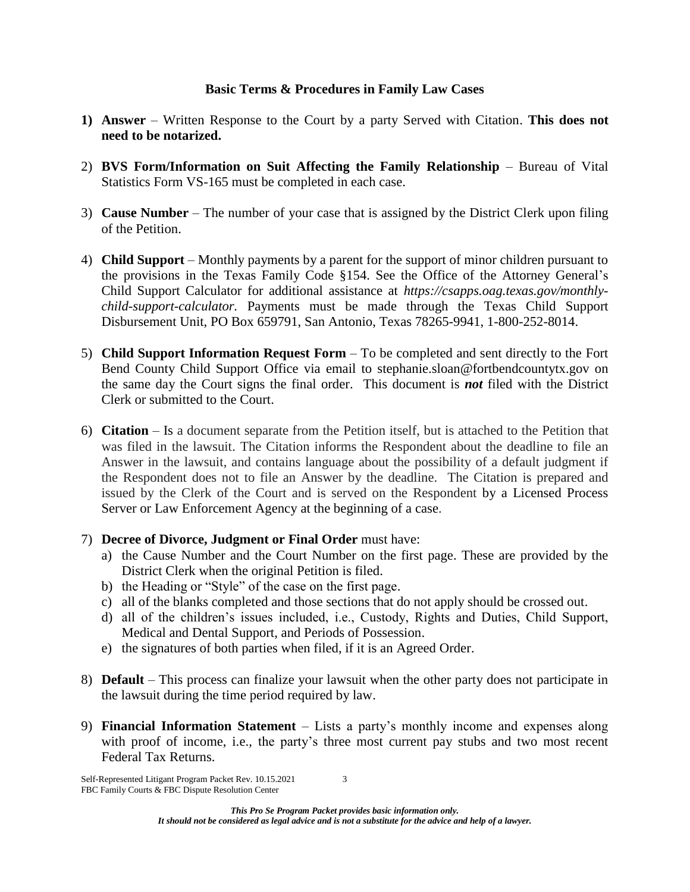## Basic Terms & Procedures in Family Law Cases

1) **Answer** – Written Response to the Court by a party Served with Citation. **This does not need to be notarized.**

2) **BVS Form/Information on Suit Affecting the Family Relationship** – Bureau of Vital Statistics Form VS-165 must be completed in each case.

3) **Cause Number** – The number of your case that is assigned by the District Clerk upon filing of the Petition.

4) **Child Support** – Monthly payments by a parent for the support of minor children pursuant to the provisions in the Texas Family Code §154. See the Office of the Attorney General's Child Support Calculator for additional assistance at *https://csapps.oag.texas.gov/monthly-child-support-calculator.* Payments must be made through the Texas Child Support Disbursement Unit, PO Box 659791, San Antonio, Texas 78265-9941, 1-800-252-8014.

5) **Child Support Information Request Form** – To be completed and sent directly to the Fort Bend County Child Support Office via email to stephanie.sloan@fortbendcountytx.gov on the same day the Court signs the final order. This document is ***not*** filed with the District Clerk or submitted to the Court.

6) **Citation** – Is a document separate from the Petition itself, but is attached to the Petition that was filed in the lawsuit. The Citation informs the Respondent about the deadline to file an Answer in the lawsuit, and contains language about the possibility of a default judgment if the Respondent does not to file an Answer by the deadline. The Citation is prepared and issued by the Clerk of the Court and is served on the Respondent by a Licensed Process Server or Law Enforcement Agency at the beginning of a case.

7) **Decree of Divorce, Judgment or Final Order** must have:
   a) the Cause Number and the Court Number on the first page. These are provided by the District Clerk when the original Petition is filed.
   b) the Heading or "Style" of the case on the first page.
   c) all of the blanks completed and those sections that do not apply should be crossed out.
   d) all of the children's issues included, i.e., Custody, Rights and Duties, Child Support, Medical and Dental Support, and Periods of Possession.
   e) the signatures of both parties when filed, if it is an Agreed Order.

8) **Default** – This process can finalize your lawsuit when the other party does not participate in the lawsuit during the time period required by law.

9) **Financial Information Statement** – Lists a party's monthly income and expenses along with proof of income, i.e., the party's three most current pay stubs and two most recent Federal Tax Returns.

Self-Represented Litigant Program Packet Rev. 10.15.2021
FBC Family Courts & FBC Dispute Resolution Center

***This Pro Se Program Packet provides basic information only.***
***It should not be considered as legal advice and is not a substitute for the advice and help of a lawyer.***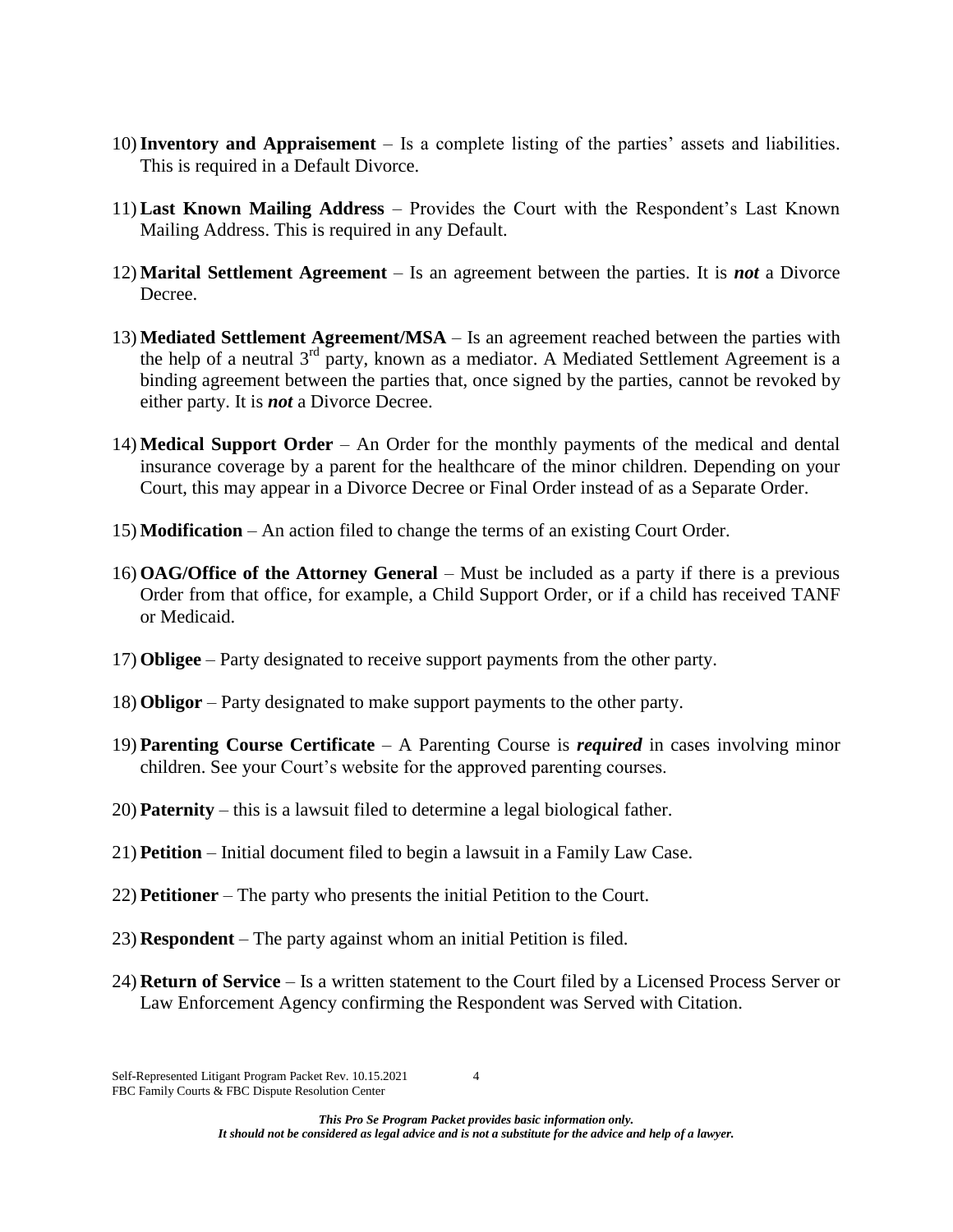10) **Inventory and Appraisement** – Is a complete listing of the parties' assets and liabilities. This is required in a Default Divorce.

11) **Last Known Mailing Address** – Provides the Court with the Respondent's Last Known Mailing Address. This is required in any Default.

12) **Marital Settlement Agreement** – Is an agreement between the parties. It is ***not*** a Divorce Decree.

13) **Mediated Settlement Agreement/MSA** – Is an agreement reached between the parties with the help of a neutral 3rd party, known as a mediator. A Mediated Settlement Agreement is a binding agreement between the parties that, once signed by the parties, cannot be revoked by either party. It is ***not*** a Divorce Decree.

14) **Medical Support Order** – An Order for the monthly payments of the medical and dental insurance coverage by a parent for the healthcare of the minor children. Depending on your Court, this may appear in a Divorce Decree or Final Order instead of as a Separate Order.

15) **Modification** – An action filed to change the terms of an existing Court Order.

16) **OAG/Office of the Attorney General** – Must be included as a party if there is a previous Order from that office, for example, a Child Support Order, or if a child has received TANF or Medicaid.

17) **Obligee** – Party designated to receive support payments from the other party.

18) **Obligor** – Party designated to make support payments to the other party.

19) **Parenting Course Certificate** – A Parenting Course is ***required*** in cases involving minor children. See your Court's website for the approved parenting courses.

20) **Paternity** – this is a lawsuit filed to determine a legal biological father.

21) **Petition** – Initial document filed to begin a lawsuit in a Family Law Case.

22) **Petitioner** – The party who presents the initial Petition to the Court.

23) **Respondent** – The party against whom an initial Petition is filed.

24) **Return of Service** – Is a written statement to the Court filed by a Licensed Process Server or Law Enforcement Agency confirming the Respondent was Served with Citation.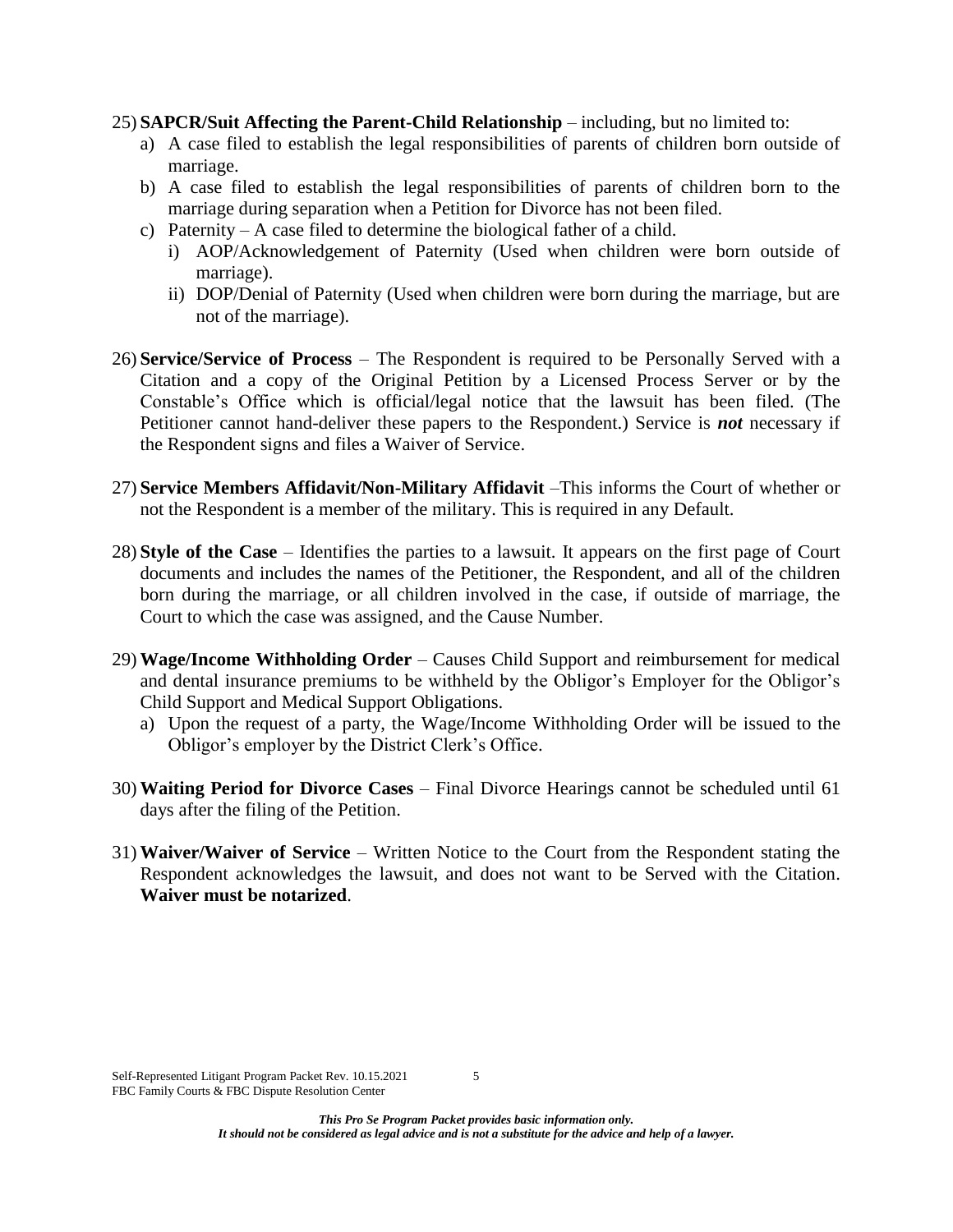25) **SAPCR/Suit Affecting the Parent-Child Relationship** – including, but no limited to:
   a) A case filed to establish the legal responsibilities of parents of children born outside of marriage.
   b) A case filed to establish the legal responsibilities of parents of children born to the marriage during separation when a Petition for Divorce has not been filed.
   c) Paternity – A case filed to determine the biological father of a child.
      i) AOP/Acknowledgement of Paternity (Used when children were born outside of marriage).
      ii) DOP/Denial of Paternity (Used when children were born during the marriage, but are not of the marriage).

26) **Service/Service of Process** – The Respondent is required to be Personally Served with a Citation and a copy of the Original Petition by a Licensed Process Server or by the Constable's Office which is official/legal notice that the lawsuit has been filed. (The Petitioner cannot hand-deliver these papers to the Respondent.) Service is ***not*** necessary if the Respondent signs and files a Waiver of Service.

27) **Service Members Affidavit/Non-Military Affidavit** –This informs the Court of whether or not the Respondent is a member of the military. This is required in any Default.

28) **Style of the Case** – Identifies the parties to a lawsuit. It appears on the first page of Court documents and includes the names of the Petitioner, the Respondent, and all of the children born during the marriage, or all children involved in the case, if outside of marriage, the Court to which the case was assigned, and the Cause Number.

29) **Wage/Income Withholding Order** – Causes Child Support and reimbursement for medical and dental insurance premiums to be withheld by the Obligor's Employer for the Obligor's Child Support and Medical Support Obligations.
   a) Upon the request of a party, the Wage/Income Withholding Order will be issued to the Obligor's employer by the District Clerk's Office.

30) **Waiting Period for Divorce Cases** – Final Divorce Hearings cannot be scheduled until 61 days after the filing of the Petition.

31) **Waiver/Waiver of Service** – Written Notice to the Court from the Respondent stating the Respondent acknowledges the lawsuit, and does not want to be Served with the Citation. **Waiver must be notarized**.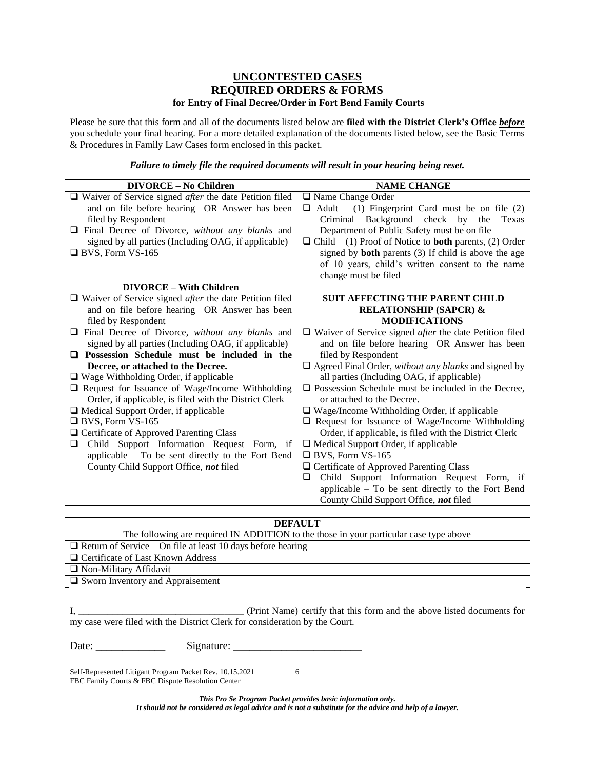# UNCONTESTED CASES
## REQUIRED ORDERS & FORMS
### for Entry of Final Decree/Order in Fort Bend Family Courts

Please be sure that this form and all of the documents listed below are **filed with the District Clerk's Office *before*** you schedule your final hearing. For a more detailed explanation of the documents listed below, see the Basic Terms & Procedures in Family Law Cases form enclosed in this packet.

***Failure to timely file the required documents will result in your hearing being reset.***

| DIVORCE – No Children | NAME CHANGE |
|---|---|
| ❑ Waiver of Service signed *after* the date Petition filed and on file before hearing OR Answer has been filed by Respondent<br>❑ Final Decree of Divorce, *without any blanks* and signed by all parties (Including OAG, if applicable)<br>❑ BVS, Form VS-165 | ❑ Name Change Order<br>❑ Adult – (1) Fingerprint Card must be on file (2) Criminal Background check by the Texas Department of Public Safety must be on file<br>❑ Child – (1) Proof of Notice to **both** parents, (2) Order signed by **both** parents (3) If child is above the age of 10 years, child's written consent to the name change must be filed |
| **DIVORCE – With Children** | |
| ❑ Waiver of Service signed *after* the date Petition filed and on file before hearing OR Answer has been filed by Respondent | **SUIT AFFECTING THE PARENT CHILD RELATIONSHIP (SAPCR) & MODIFICATIONS** |
| ❑ Final Decree of Divorce, *without any blanks* and signed by all parties (Including OAG, if applicable)<br>❑ **Possession Schedule must be included in the Decree, or attached to the Decree.**<br>❑ Wage Withholding Order, if applicable<br>❑ Request for Issuance of Wage/Income Withholding Order, if applicable, is filed with the District Clerk<br>❑ Medical Support Order, if applicable<br>❑ BVS, Form VS-165<br>❑ Certificate of Approved Parenting Class<br>❑ Child Support Information Request Form, if applicable – To be sent directly to the Fort Bend County Child Support Office, ***not*** filed | ❑ Waiver of Service signed *after* the date Petition filed and on file before hearing OR Answer has been filed by Respondent<br>❑ Agreed Final Order, *without any blanks* and signed by all parties (Including OAG, if applicable)<br>❑ Possession Schedule must be included in the Decree, or attached to the Decree.<br>❑ Wage/Income Withholding Order, if applicable<br>❑ Request for Issuance of Wage/Income Withholding Order, if applicable, is filed with the District Clerk<br>❑ Medical Support Order, if applicable<br>❑ BVS, Form VS-165<br>❑ Certificate of Approved Parenting Class<br>❑ Child Support Information Request Form, if applicable – To be sent directly to the Fort Bend County Child Support Office, ***not*** filed |

| **DEFAULT**<br>The following are required IN ADDITION to the those in your particular case type above |
|---|
| ❑ Return of Service – On file at least 10 days before hearing |
| ❑ Certificate of Last Known Address |
| ❑ Non-Military Affidavit |
| ❑ Sworn Inventory and Appraisement |

I, _________________________________ (Print Name) certify that this form and the above listed documents for my case were filed with the District Clerk for consideration by the Court.

Date: _____________ Signature: ________________________

Self-Represented Litigant Program Packet Rev. 10.15.2021
FBC Family Courts & FBC Dispute Resolution Center

***This Pro Se Program Packet provides basic information only.***
***It should not be considered as legal advice and is not a substitute for the advice and help of a lawyer.***